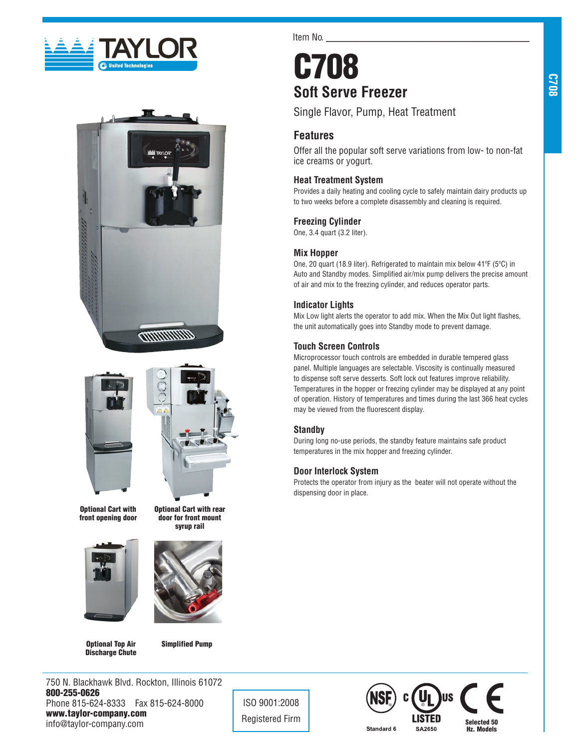TAYLOR

United Technologies

Item No. ____________________

# C708

## Soft Serve Freezer

Single Flavor, Pump, Heat Treatment

## Features

Offer all the popular soft serve variations from low- to non-fat ice creams or yogurt.

### Heat Treatment System

Provides a daily heating and cooling cycle to safely maintain dairy products up to two weeks before a complete disassembly and cleaning is required.

### Freezing Cylinder

One, 3.4 quart (3.2 liter).

### Mix Hopper

One, 20 quart (18.9 liter). Refrigerated to maintain mix below 41ºF (5ºC) in Auto and Standby modes. Simplified air/mix pump delivers the precise amount of air and mix to the freezing cylinder, and reduces operator parts.

### Indicator Lights

Mix Low light alerts the operator to add mix. When the Mix Out light flashes, the unit automatically goes into Standby mode to prevent damage.

### Touch Screen Controls

Microprocessor touch controls are embedded in durable tempered glass panel. Multiple languages are selectable. Viscosity is continually measured to dispense soft serve desserts. Soft lock out features improve reliability. Temperatures in the hopper or freezing cylinder may be displayed at any point of operation. History of temperatures and times during the last 366 heat cycles may be viewed from the fluorescent display.

### Standby

During long no-use periods, the standby feature maintains safe product temperatures in the mix hopper and freezing cylinder.

### Door Interlock System

Protects the operator from injury as the beater will not operate without the dispensing door in place.

**Optional Cart with front opening door**

**Optional Cart with rear door for front mount syrup rail**

**Optional Top Air Discharge Chute**

**Simplified Pump**

750 N. Blackhawk Blvd. Rockton, Illinois 61072
**800-255-0626**
Phone 815-624-8333 Fax 815-624-8000
**www.taylor-company.com**
info@taylor-company.com

ISO 9001:2008
Registered Firm

NSF Standard 6 | c UL us LISTED SA2650 | CE Selected 50 Hz. Models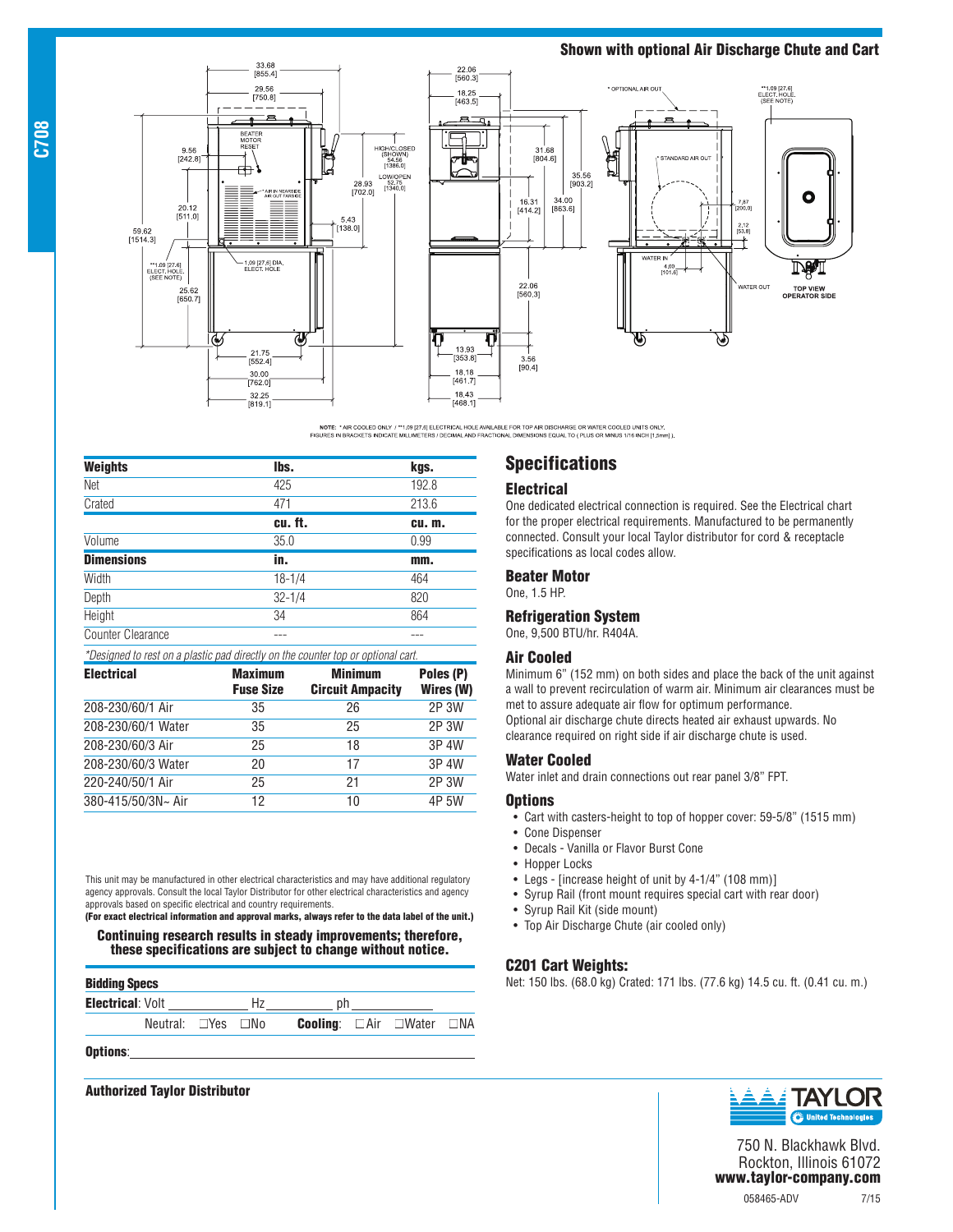**Shown with optional Air Discharge Chute and Cart**

33.68 [855.4]
29.56 [750.8]
9.56 [242.8]
BEATER MOTOR RESET
HIGH/CLOSED (SHOWN) 54.56 [1386.0]
LOW/OPEN 52.75 [1340.0]
28.93 [702.0]
* AIR IN REARSIDE AIR OUT FARSIDE
20.12 [511.0]
5.43 [138.0]
59.62 [1514.3]
**1.09 [27.6] ELECT. HOLE. (SEE NOTE)
1.09 [27.6] DIA. ELECT. HOLE
25.62 [650.7]
21.75 [552.4]
30.00 [762.0]
32.25 [819.1]
22.06 [560.3]
18.25 [463.5]
31.68 [804.6]
35.56 [903.2]
16.31 [414.2]
34.00 [863.6]
22.06 [560.3]
13.93 [353.8]
3.56 [90.4]
18.18 [461.7]
18.43 [468.1]
* OPTIONAL AIR OUT
* STANDARD AIR OUT
**1.09 [27.6] ELECT. HOLE. (SEE NOTE)
7.87 [200.0]
2.12 [53.8]
WATER IN
4.00 [101.6]
WATER OUT
TOP VIEW OPERATOR SIDE

NOTE: * AIR COOLED ONLY / **1.09 [27.6] ELECTRICAL HOLE AVAILABLE FOR TOP AIR DISCHARGE OR WATER COOLED UNITS ONLY.
FIGURES IN BRACKETS INDICATE MILLIMETERS / DECIMAL AND FRACTIONAL DIMENSIONS EQUAL TO ( PLUS OR MINUS 1/16 INCH [1,5mm] ).

| Weights | lbs. | kgs. |
|---|---|---|
| Net | 425 | 192.8 |
| Crated | 471 | 213.6 |
| | **cu. ft.** | **cu. m.** |
| Volume | 35.0 | 0.99 |
| **Dimensions** | **in.** | **mm.** |
| Width | 18-1/4 | 464 |
| Depth | 32-1/4 | 820 |
| Height | 34 | 864 |
| Counter Clearance | --- | --- |

*Designed to rest on a plastic pad directly on the counter top or optional cart.*

| Electrical | Maximum Fuse Size | Minimum Circuit Ampacity | Poles (P) Wires (W) |
|---|---|---|---|
| 208-230/60/1 Air | 35 | 26 | 2P 3W |
| 208-230/60/1 Water | 35 | 25 | 2P 3W |
| 208-230/60/3 Air | 25 | 18 | 3P 4W |
| 208-230/60/3 Water | 20 | 17 | 3P 4W |
| 220-240/50/1 Air | 25 | 21 | 2P 3W |
| 380-415/50/3N~ Air | 12 | 10 | 4P 5W |

This unit may be manufactured in other electrical characteristics and may have additional regulatory agency approvals. Consult the local Taylor Distributor for other electrical characteristics and agency approvals based on specific electrical and country requirements.
**(For exact electrical information and approval marks, always refer to the data label of the unit.)**

**Continuing research results in steady improvements; therefore, these specifications are subject to change without notice.**

**Bidding Specs**

**Electrical**: Volt ____________ Hz __________ ph ____________

Neutral: ☐Yes ☐No **Cooling**: ☐Air ☐Water ☐NA

**Options**: ______________________________

**Authorized Taylor Distributor**

## Specifications

### Electrical

One dedicated electrical connection is required. See the Electrical chart for the proper electrical requirements. Manufactured to be permanently connected. Consult your local Taylor distributor for cord & receptacle specifications as local codes allow.

### Beater Motor

One, 1.5 HP.

### Refrigeration System

One, 9,500 BTU/hr. R404A.

### Air Cooled

Minimum 6" (152 mm) on both sides and place the back of the unit against a wall to prevent recirculation of warm air. Minimum air clearances must be met to assure adequate air flow for optimum performance.
Optional air discharge chute directs heated air exhaust upwards. No clearance required on right side if air discharge chute is used.

### Water Cooled

Water inlet and drain connections out rear panel 3/8" FPT.

### Options

- Cart with casters-height to top of hopper cover: 59-5/8" (1515 mm)
- Cone Dispenser
- Decals - Vanilla or Flavor Burst Cone
- Hopper Locks
- Legs - [increase height of unit by 4-1/4" (108 mm)]
- Syrup Rail (front mount requires special cart with rear door)
- Syrup Rail Kit (side mount)
- Top Air Discharge Chute (air cooled only)

### C201 Cart Weights:

Net: 150 lbs. (68.0 kg) Crated: 171 lbs. (77.6 kg) 14.5 cu. ft. (0.41 cu. m.)

TAYLOR United Technologies

750 N. Blackhawk Blvd.
Rockton, Illinois 61072
**www.taylor-company.com**

058465-ADV 7/15